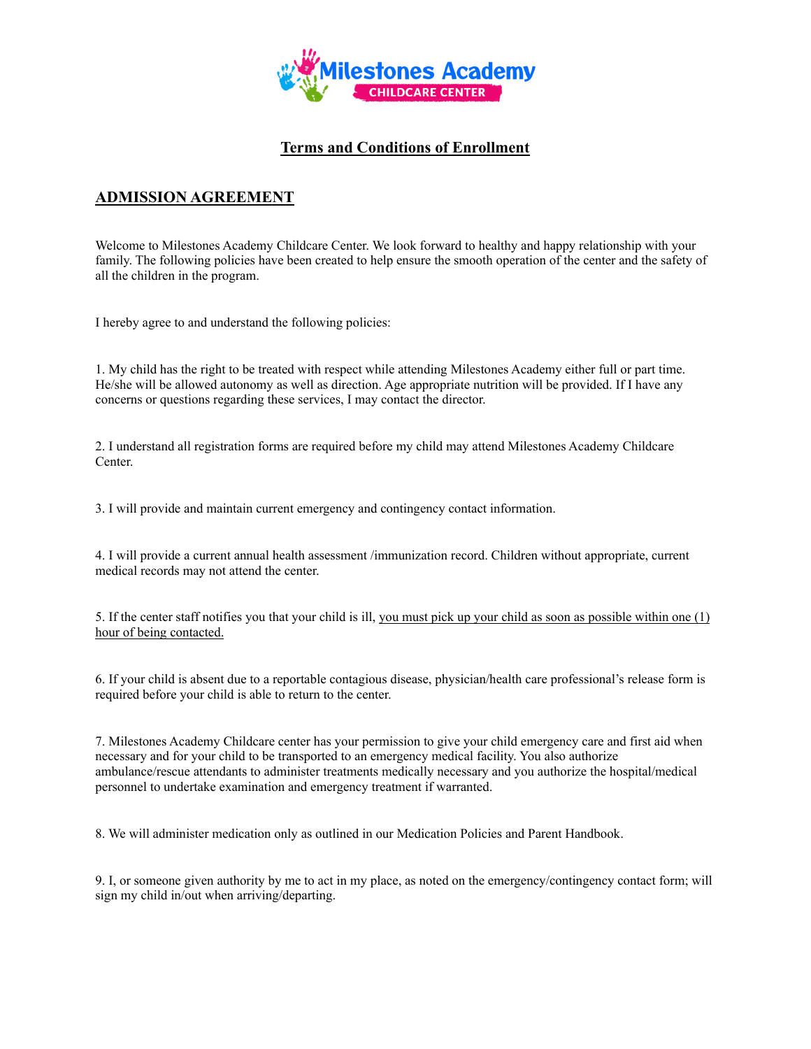Milestones Academy
CHILDCARE CENTER

# Terms and Conditions of Enrollment

## ADMISSION AGREEMENT

Welcome to Milestones Academy Childcare Center. We look forward to healthy and happy relationship with your family. The following policies have been created to help ensure the smooth operation of the center and the safety of all the children in the program.

I hereby agree to and understand the following policies:

1. My child has the right to be treated with respect while attending Milestones Academy either full or part time. He/she will be allowed autonomy as well as direction. Age appropriate nutrition will be provided. If I have any concerns or questions regarding these services, I may contact the director.

2. I understand all registration forms are required before my child may attend Milestones Academy Childcare Center.

3. I will provide and maintain current emergency and contingency contact information.

4. I will provide a current annual health assessment /immunization record. Children without appropriate, current medical records may not attend the center.

5. If the center staff notifies you that your child is ill, <u>you must pick up your child as soon as possible within one (1) hour of being contacted.</u>

6. If your child is absent due to a reportable contagious disease, physician/health care professional's release form is required before your child is able to return to the center.

7. Milestones Academy Childcare center has your permission to give your child emergency care and first aid when necessary and for your child to be transported to an emergency medical facility. You also authorize ambulance/rescue attendants to administer treatments medically necessary and you authorize the hospital/medical personnel to undertake examination and emergency treatment if warranted.

8. We will administer medication only as outlined in our Medication Policies and Parent Handbook.

9. I, or someone given authority by me to act in my place, as noted on the emergency/contingency contact form; will sign my child in/out when arriving/departing.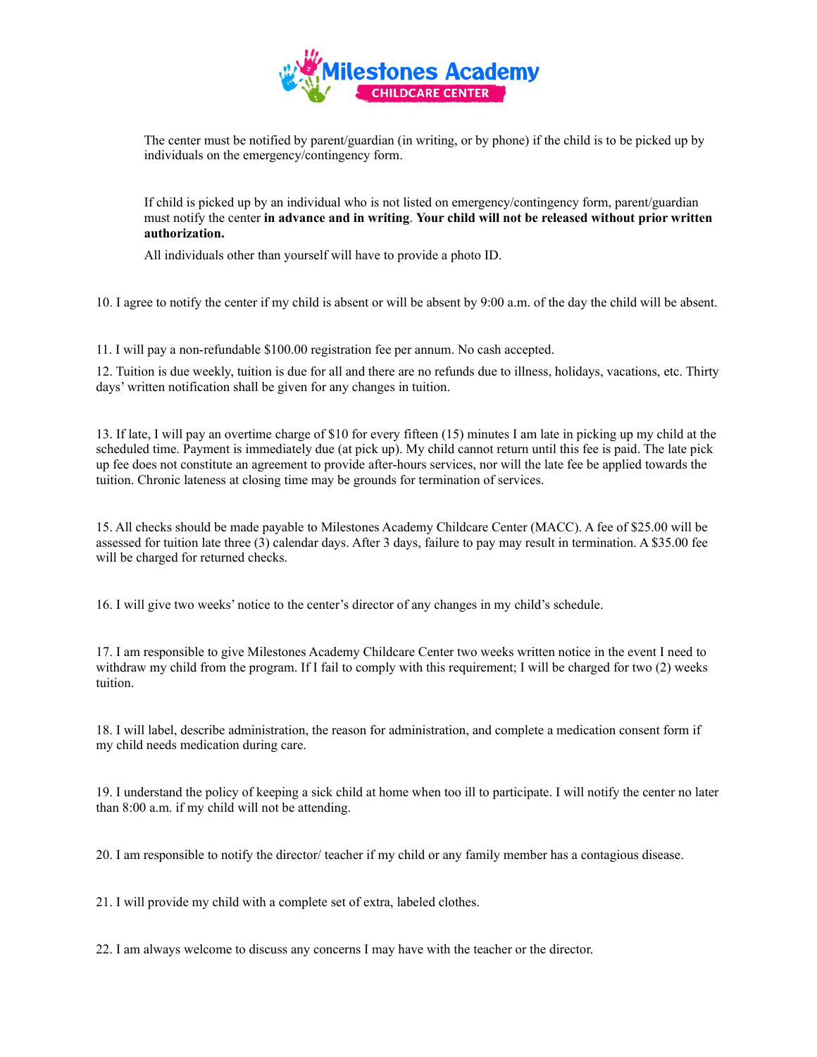The center must be notified by parent/guardian (in writing, or by phone) if the child is to be picked up by individuals on the emergency/contingency form.

If child is picked up by an individual who is not listed on emergency/contingency form, parent/guardian must notify the center **in advance and in writing**. **Your child will not be released without prior written authorization.**

All individuals other than yourself will have to provide a photo ID.

10. I agree to notify the center if my child is absent or will be absent by 9:00 a.m. of the day the child will be absent.

11. I will pay a non-refundable $100.00 registration fee per annum. No cash accepted.

12. Tuition is due weekly, tuition is due for all and there are no refunds due to illness, holidays, vacations, etc. Thirty days' written notification shall be given for any changes in tuition.

13. If late, I will pay an overtime charge of $10 for every fifteen (15) minutes I am late in picking up my child at the scheduled time. Payment is immediately due (at pick up). My child cannot return until this fee is paid. The late pick up fee does not constitute an agreement to provide after-hours services, nor will the late fee be applied towards the tuition. Chronic lateness at closing time may be grounds for termination of services.

15. All checks should be made payable to Milestones Academy Childcare Center (MACC). A fee of $25.00 will be assessed for tuition late three (3) calendar days. After 3 days, failure to pay may result in termination. A $35.00 fee will be charged for returned checks.

16. I will give two weeks' notice to the center's director of any changes in my child's schedule.

17. I am responsible to give Milestones Academy Childcare Center two weeks written notice in the event I need to withdraw my child from the program. If I fail to comply with this requirement; I will be charged for two (2) weeks tuition.

18. I will label, describe administration, the reason for administration, and complete a medication consent form if my child needs medication during care.

19. I understand the policy of keeping a sick child at home when too ill to participate. I will notify the center no later than 8:00 a.m. if my child will not be attending.

20. I am responsible to notify the director/ teacher if my child or any family member has a contagious disease.

21. I will provide my child with a complete set of extra, labeled clothes.

22. I am always welcome to discuss any concerns I may have with the teacher or the director.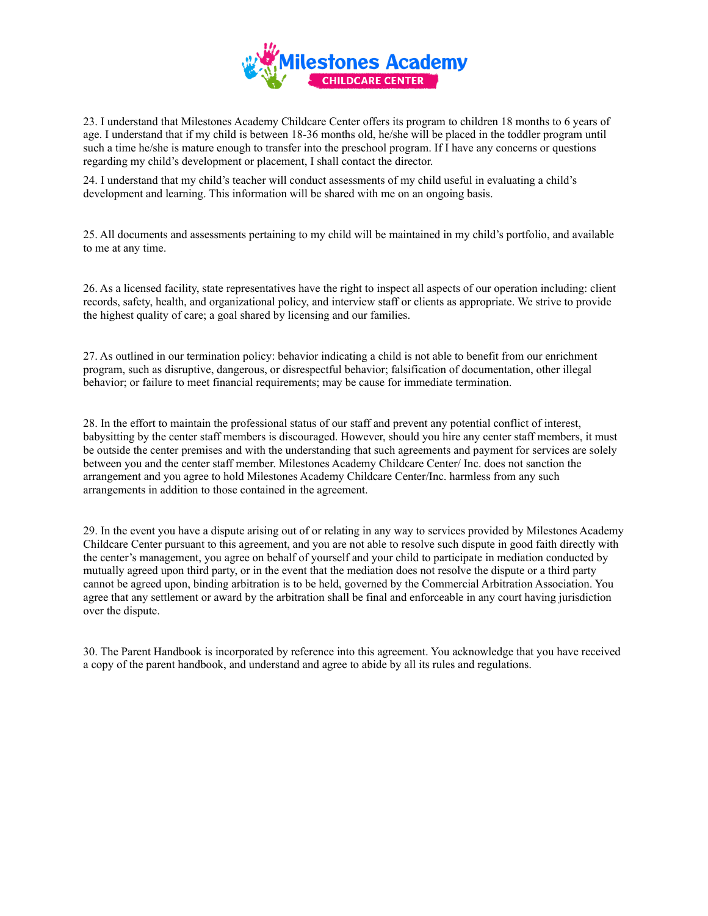23. I understand that Milestones Academy Childcare Center offers its program to children 18 months to 6 years of age. I understand that if my child is between 18-36 months old, he/she will be placed in the toddler program until such a time he/she is mature enough to transfer into the preschool program. If I have any concerns or questions regarding my child's development or placement, I shall contact the director.

24. I understand that my child's teacher will conduct assessments of my child useful in evaluating a child's development and learning. This information will be shared with me on an ongoing basis.

25. All documents and assessments pertaining to my child will be maintained in my child's portfolio, and available to me at any time.

26. As a licensed facility, state representatives have the right to inspect all aspects of our operation including: client records, safety, health, and organizational policy, and interview staff or clients as appropriate. We strive to provide the highest quality of care; a goal shared by licensing and our families.

27. As outlined in our termination policy: behavior indicating a child is not able to benefit from our enrichment program, such as disruptive, dangerous, or disrespectful behavior; falsification of documentation, other illegal behavior; or failure to meet financial requirements; may be cause for immediate termination.

28. In the effort to maintain the professional status of our staff and prevent any potential conflict of interest, babysitting by the center staff members is discouraged. However, should you hire any center staff members, it must be outside the center premises and with the understanding that such agreements and payment for services are solely between you and the center staff member. Milestones Academy Childcare Center/ Inc. does not sanction the arrangement and you agree to hold Milestones Academy Childcare Center/Inc. harmless from any such arrangements in addition to those contained in the agreement.

29. In the event you have a dispute arising out of or relating in any way to services provided by Milestones Academy Childcare Center pursuant to this agreement, and you are not able to resolve such dispute in good faith directly with the center's management, you agree on behalf of yourself and your child to participate in mediation conducted by mutually agreed upon third party, or in the event that the mediation does not resolve the dispute or a third party cannot be agreed upon, binding arbitration is to be held, governed by the Commercial Arbitration Association. You agree that any settlement or award by the arbitration shall be final and enforceable in any court having jurisdiction over the dispute.

30. The Parent Handbook is incorporated by reference into this agreement. You acknowledge that you have received a copy of the parent handbook, and understand and agree to abide by all its rules and regulations.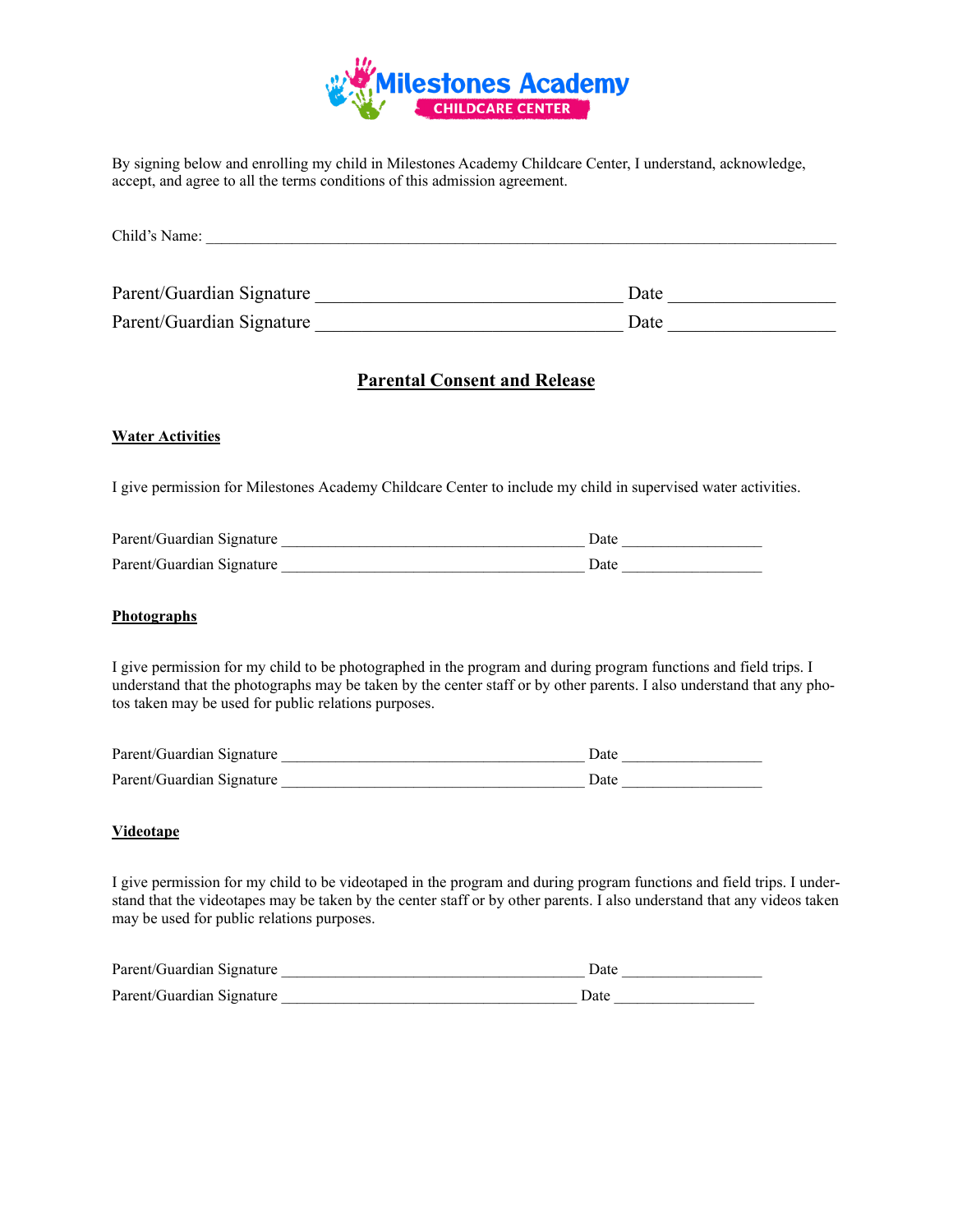Milestones Academy
CHILDCARE CENTER

By signing below and enrolling my child in Milestones Academy Childcare Center, I understand, acknowledge, accept, and agree to all the terms conditions of this admission agreement.

Child's Name: ______________________________________________________________________________

Parent/Guardian Signature ________________________________ Date ________________

Parent/Guardian Signature ________________________________ Date ________________

## Parental Consent and Release

### Water Activities

I give permission for Milestones Academy Childcare Center to include my child in supervised water activities.

Parent/Guardian Signature ____________________________________ Date _________________

Parent/Guardian Signature ____________________________________ Date _________________

### Photographs

I give permission for my child to be photographed in the program and during program functions and field trips. I understand that the photographs may be taken by the center staff or by other parents. I also understand that any photos taken may be used for public relations purposes.

Parent/Guardian Signature ____________________________________ Date _________________

Parent/Guardian Signature ____________________________________ Date _________________

### Videotape

I give permission for my child to be videotaped in the program and during program functions and field trips. I understand that the videotapes may be taken by the center staff or by other parents. I also understand that any videos taken may be used for public relations purposes.

Parent/Guardian Signature ____________________________________ Date _________________

Parent/Guardian Signature ____________________________________ Date _________________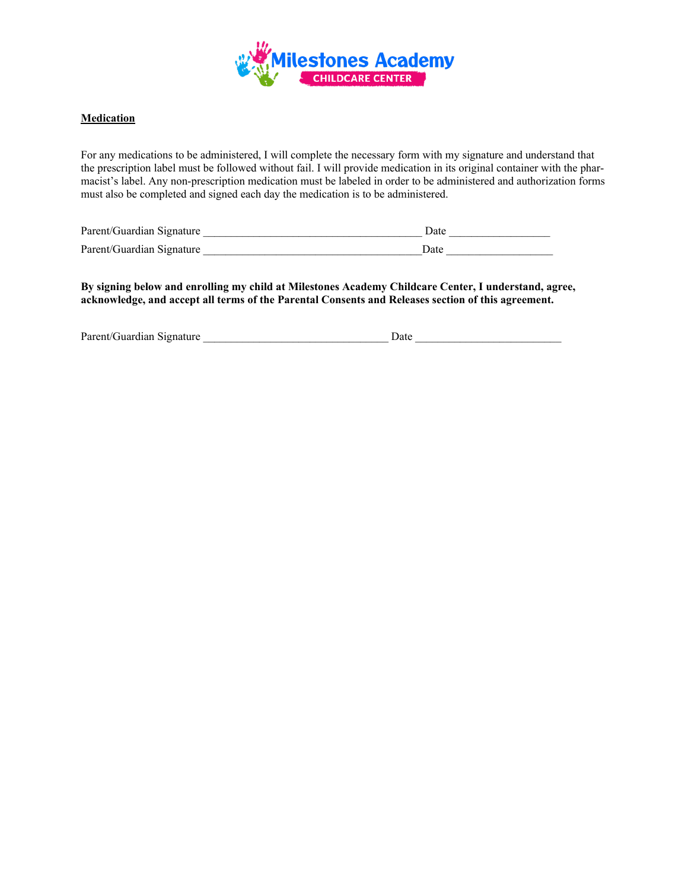Milestones Academy
CHILDCARE CENTER

**Medication**

For any medications to be administered, I will complete the necessary form with my signature and understand that the prescription label must be followed without fail. I will provide medication in its original container with the pharmacist's label. Any non-prescription medication must be labeled in order to be administered and authorization forms must also be completed and signed each day the medication is to be administered.

Parent/Guardian Signature _______________________________________ Date __________________

Parent/Guardian Signature _______________________________________Date ___________________

**By signing below and enrolling my child at Milestones Academy Childcare Center, I understand, agree, acknowledge, and accept all terms of the Parental Consents and Releases section of this agreement.**

Parent/Guardian Signature _________________________________ Date __________________________